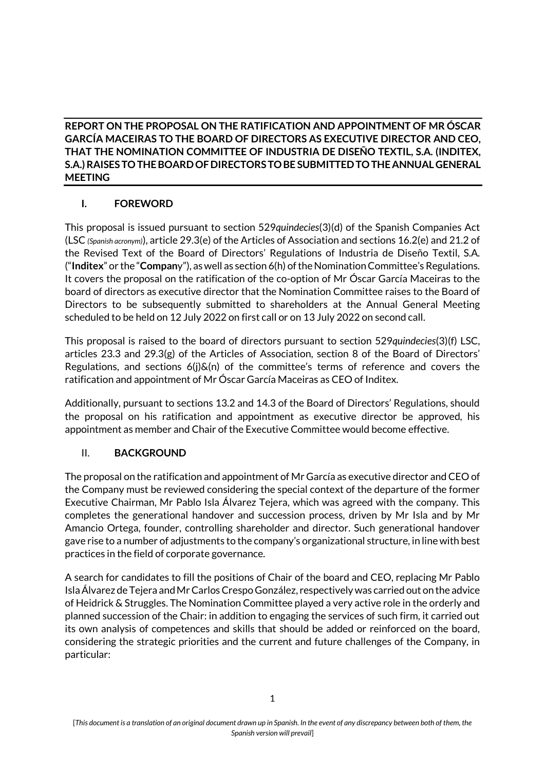**REPORT ON THE PROPOSAL ON THE RATIFICATION AND APPOINTMENT OF MR ÓSCAR GARCÍA MACEIRAS TO THE BOARD OF DIRECTORS AS EXECUTIVE DIRECTOR AND CEO, THAT THE NOMINATION COMMITTEE OF INDUSTRIA DE DISEÑO TEXTIL, S.A. (INDITEX, S.A.) RAISES TO THE BOARD OF DIRECTORS TO BE SUBMITTED TO THE ANNUAL GENERAL MEETING**

## I. FOREWORD

This proposal is issued pursuant to section 529*quindecies*(3)(d) of the Spanish Companies Act (LSC *(Spanish acronym)*), article 29.3(e) of the Articles of Association and sections 16.2(e) and 21.2 of the Revised Text of the Board of Directors' Regulations of Industria de Diseño Textil, S.A. ("**Inditex**" or the "**Compan**y"), as well as section 6(h) of the Nomination Committee's Regulations. It covers the proposal on the ratification of the co-option of Mr Óscar García Maceiras to the board of directors as executive director that the Nomination Committee raises to the Board of Directors to be subsequently submitted to shareholders at the Annual General Meeting scheduled to be held on 12 July 2022 on first call or on 13 July 2022 on second call.

This proposal is raised to the board of directors pursuant to section 529*quindecies*(3)(f) LSC, articles 23.3 and 29.3(g) of the Articles of Association, section 8 of the Board of Directors' Regulations, and sections 6(j)&(n) of the committee's terms of reference and covers the ratification and appointment of Mr Óscar García Maceiras as CEO of Inditex.

Additionally, pursuant to sections 13.2 and 14.3 of the Board of Directors' Regulations, should the proposal on his ratification and appointment as executive director be approved, his appointment as member and Chair of the Executive Committee would become effective.

## II. BACKGROUND

The proposal on the ratification and appointment of Mr García as executive director and CEO of the Company must be reviewed considering the special context of the departure of the former Executive Chairman, Mr Pablo Isla Álvarez Tejera, which was agreed with the company. This completes the generational handover and succession process, driven by Mr Isla and by Mr Amancio Ortega, founder, controlling shareholder and director. Such generational handover gave rise to a number of adjustments to the company's organizational structure, in line with best practices in the field of corporate governance.

A search for candidates to fill the positions of Chair of the board and CEO, replacing Mr Pablo Isla Álvarez de Tejera and Mr Carlos Crespo González, respectively was carried out on the advice of Heidrick & Struggles. The Nomination Committee played a very active role in the orderly and planned succession of the Chair: in addition to engaging the services of such firm, it carried out its own analysis of competences and skills that should be added or reinforced on the board, considering the strategic priorities and the current and future challenges of the Company, in particular:

[*This document is a translation of an original document drawn up in Spanish. In the event of any discrepancy between both of them, the Spanish version will prevail*]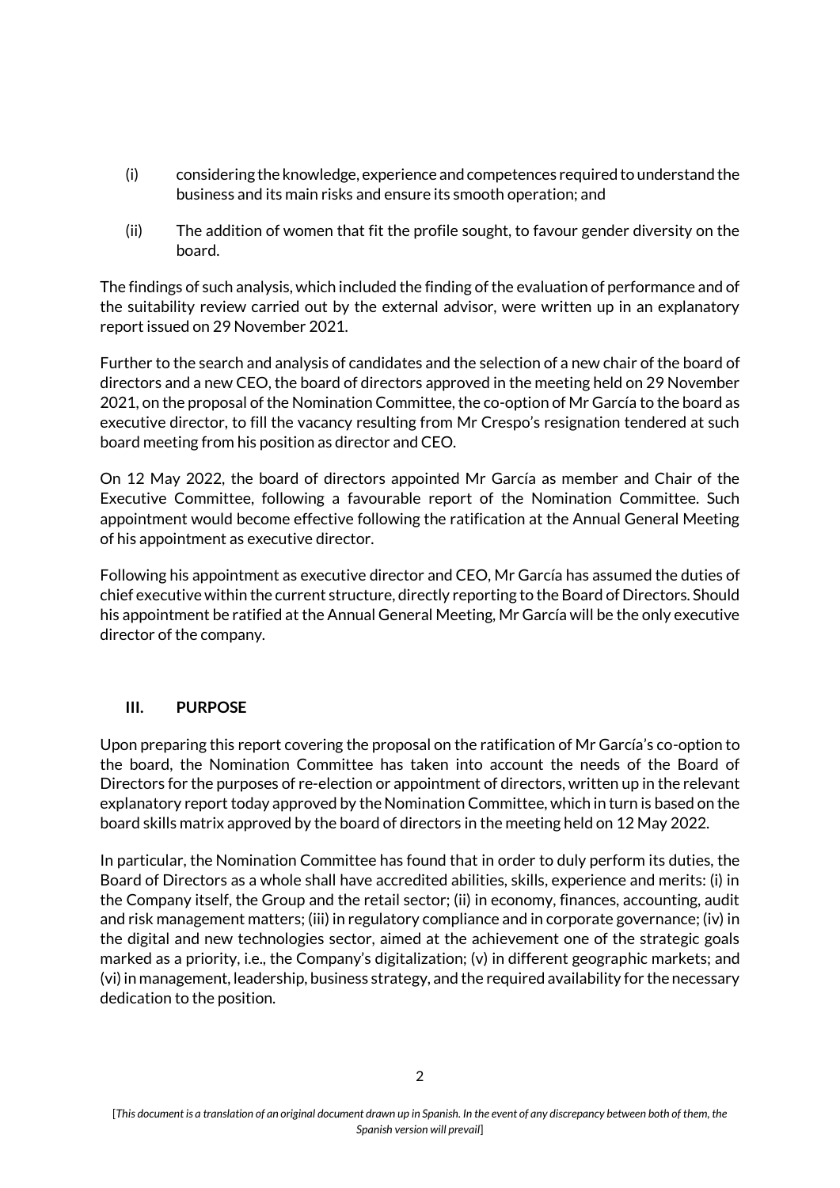(i) considering the knowledge, experience and competences required to understand the business and its main risks and ensure its smooth operation; and

(ii) The addition of women that fit the profile sought, to favour gender diversity on the board.

The findings of such analysis, which included the finding of the evaluation of performance and of the suitability review carried out by the external advisor, were written up in an explanatory report issued on 29 November 2021.

Further to the search and analysis of candidates and the selection of a new chair of the board of directors and a new CEO, the board of directors approved in the meeting held on 29 November 2021, on the proposal of the Nomination Committee, the co-option of Mr García to the board as executive director, to fill the vacancy resulting from Mr Crespo's resignation tendered at such board meeting from his position as director and CEO.

On 12 May 2022, the board of directors appointed Mr García as member and Chair of the Executive Committee, following a favourable report of the Nomination Committee. Such appointment would become effective following the ratification at the Annual General Meeting of his appointment as executive director.

Following his appointment as executive director and CEO, Mr García has assumed the duties of chief executive within the current structure, directly reporting to the Board of Directors. Should his appointment be ratified at the Annual General Meeting, Mr García will be the only executive director of the company.

## III. PURPOSE

Upon preparing this report covering the proposal on the ratification of Mr García's co-option to the board, the Nomination Committee has taken into account the needs of the Board of Directors for the purposes of re-election or appointment of directors, written up in the relevant explanatory report today approved by the Nomination Committee, which in turn is based on the board skills matrix approved by the board of directors in the meeting held on 12 May 2022.

In particular, the Nomination Committee has found that in order to duly perform its duties, the Board of Directors as a whole shall have accredited abilities, skills, experience and merits: (i) in the Company itself, the Group and the retail sector; (ii) in economy, finances, accounting, audit and risk management matters; (iii) in regulatory compliance and in corporate governance; (iv) in the digital and new technologies sector, aimed at the achievement one of the strategic goals marked as a priority, i.e., the Company's digitalization; (v) in different geographic markets; and (vi) in management, leadership, business strategy, and the required availability for the necessary dedication to the position.

[*This document is a translation of an original document drawn up in Spanish. In the event of any discrepancy between both of them, the Spanish version will prevail*]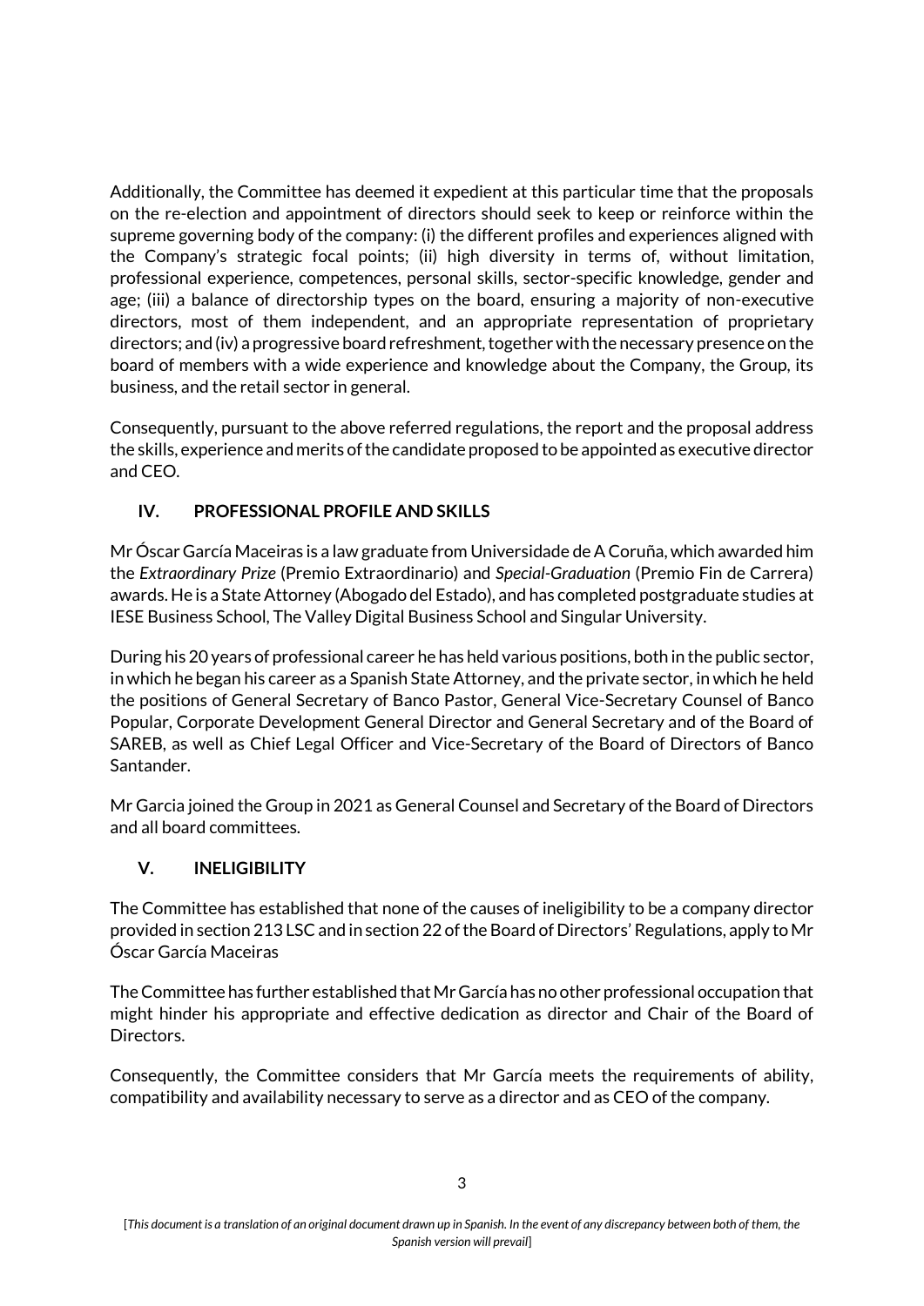Additionally, the Committee has deemed it expedient at this particular time that the proposals on the re-election and appointment of directors should seek to keep or reinforce within the supreme governing body of the company: (i) the different profiles and experiences aligned with the Company's strategic focal points; (ii) high diversity in terms of, without limitation, professional experience, competences, personal skills, sector-specific knowledge, gender and age; (iii) a balance of directorship types on the board, ensuring a majority of non-executive directors, most of them independent, and an appropriate representation of proprietary directors; and (iv) a progressive board refreshment, together with the necessary presence on the board of members with a wide experience and knowledge about the Company, the Group, its business, and the retail sector in general.

Consequently, pursuant to the above referred regulations, the report and the proposal address the skills, experience and merits of the candidate proposed to be appointed as executive director and CEO.

## IV. PROFESSIONAL PROFILE AND SKILLS

Mr Óscar García Maceiras is a law graduate from Universidade de A Coruña, which awarded him the *Extraordinary Prize* (Premio Extraordinario) and *Special-Graduation* (Premio Fin de Carrera) awards. He is a State Attorney (Abogado del Estado), and has completed postgraduate studies at IESE Business School, The Valley Digital Business School and Singular University.

During his 20 years of professional career he has held various positions, both in the public sector, in which he began his career as a Spanish State Attorney, and the private sector, in which he held the positions of General Secretary of Banco Pastor, General Vice-Secretary Counsel of Banco Popular, Corporate Development General Director and General Secretary and of the Board of SAREB, as well as Chief Legal Officer and Vice-Secretary of the Board of Directors of Banco Santander.

Mr Garcia joined the Group in 2021 as General Counsel and Secretary of the Board of Directors and all board committees.

## V. INELIGIBILITY

The Committee has established that none of the causes of ineligibility to be a company director provided in section 213 LSC and in section 22 of the Board of Directors' Regulations, apply to Mr Óscar García Maceiras

The Committee has further established that Mr García has no other professional occupation that might hinder his appropriate and effective dedication as director and Chair of the Board of Directors.

Consequently, the Committee considers that Mr García meets the requirements of ability, compatibility and availability necessary to serve as a director and as CEO of the company.

[*This document is a translation of an original document drawn up in Spanish. In the event of any discrepancy between both of them, the Spanish version will prevail*]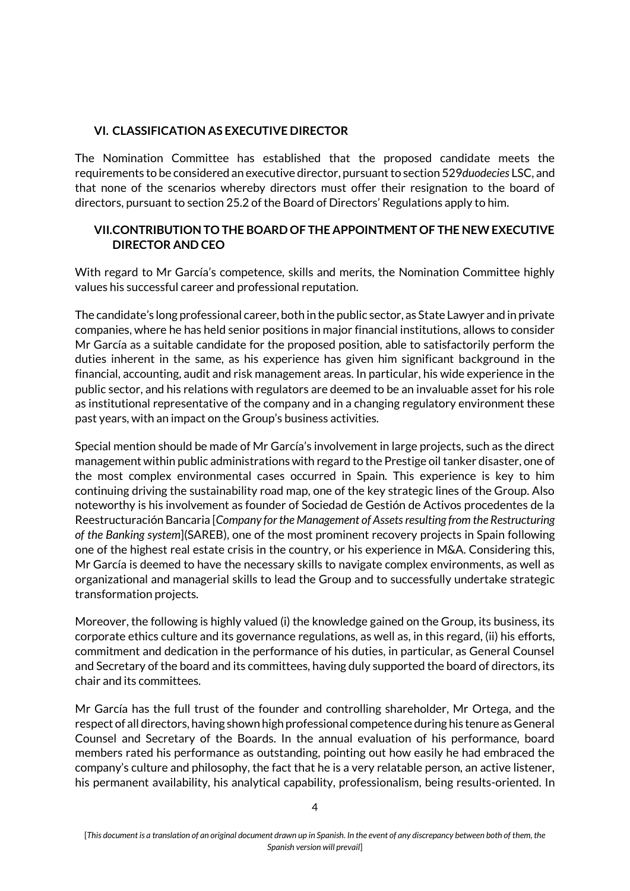## VI. CLASSIFICATION AS EXECUTIVE DIRECTOR

The Nomination Committee has established that the proposed candidate meets the requirements to be considered an executive director, pursuant to section 529*duodecies* LSC, and that none of the scenarios whereby directors must offer their resignation to the board of directors, pursuant to section 25.2 of the Board of Directors' Regulations apply to him.

## VII. CONTRIBUTION TO THE BOARD OF THE APPOINTMENT OF THE NEW EXECUTIVE DIRECTOR AND CEO

With regard to Mr García's competence, skills and merits, the Nomination Committee highly values his successful career and professional reputation.

The candidate's long professional career, both in the public sector, as State Lawyer and in private companies, where he has held senior positions in major financial institutions, allows to consider Mr García as a suitable candidate for the proposed position, able to satisfactorily perform the duties inherent in the same, as his experience has given him significant background in the financial, accounting, audit and risk management areas. In particular, his wide experience in the public sector, and his relations with regulators are deemed to be an invaluable asset for his role as institutional representative of the company and in a changing regulatory environment these past years, with an impact on the Group's business activities.

Special mention should be made of Mr García's involvement in large projects, such as the direct management within public administrations with regard to the Prestige oil tanker disaster, one of the most complex environmental cases occurred in Spain. This experience is key to him continuing driving the sustainability road map, one of the key strategic lines of the Group. Also noteworthy is his involvement as founder of Sociedad de Gestión de Activos procedentes de la Reestructuración Bancaria [*Company for the Management of Assets resulting from the Restructuring of the Banking system*](SAREB), one of the most prominent recovery projects in Spain following one of the highest real estate crisis in the country, or his experience in M&A. Considering this, Mr García is deemed to have the necessary skills to navigate complex environments, as well as organizational and managerial skills to lead the Group and to successfully undertake strategic transformation projects.

Moreover, the following is highly valued (i) the knowledge gained on the Group, its business, its corporate ethics culture and its governance regulations, as well as, in this regard, (ii) his efforts, commitment and dedication in the performance of his duties, in particular, as General Counsel and Secretary of the board and its committees, having duly supported the board of directors, its chair and its committees.

Mr García has the full trust of the founder and controlling shareholder, Mr Ortega, and the respect of all directors, having shown high professional competence during his tenure as General Counsel and Secretary of the Boards. In the annual evaluation of his performance, board members rated his performance as outstanding, pointing out how easily he had embraced the company's culture and philosophy, the fact that he is a very relatable person, an active listener, his permanent availability, his analytical capability, professionalism, being results-oriented. In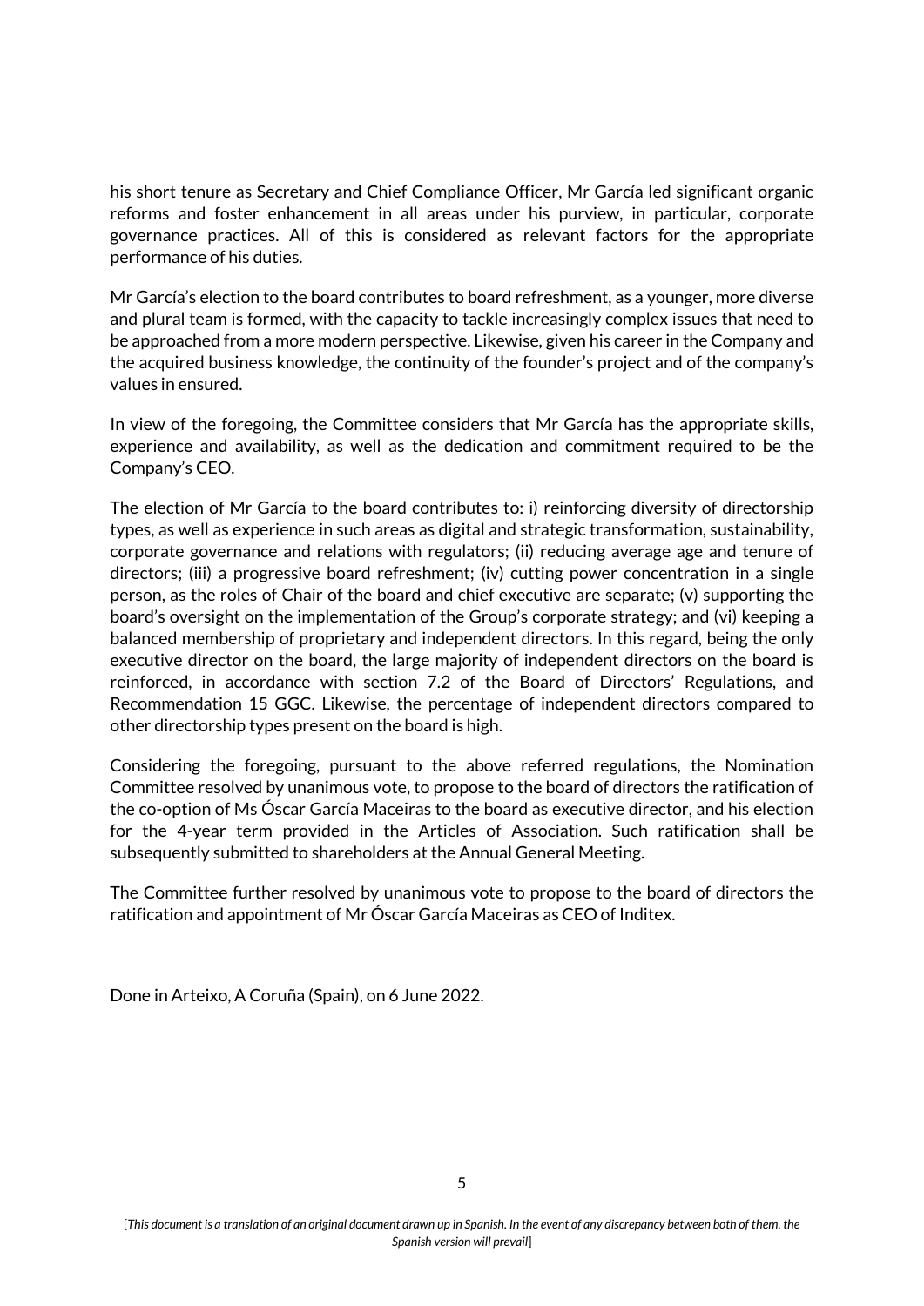his short tenure as Secretary and Chief Compliance Officer, Mr García led significant organic reforms and foster enhancement in all areas under his purview, in particular, corporate governance practices. All of this is considered as relevant factors for the appropriate performance of his duties.

Mr García's election to the board contributes to board refreshment, as a younger, more diverse and plural team is formed, with the capacity to tackle increasingly complex issues that need to be approached from a more modern perspective. Likewise, given his career in the Company and the acquired business knowledge, the continuity of the founder's project and of the company's values in ensured.

In view of the foregoing, the Committee considers that Mr García has the appropriate skills, experience and availability, as well as the dedication and commitment required to be the Company's CEO.

The election of Mr García to the board contributes to: i) reinforcing diversity of directorship types, as well as experience in such areas as digital and strategic transformation, sustainability, corporate governance and relations with regulators; (ii) reducing average age and tenure of directors; (iii) a progressive board refreshment; (iv) cutting power concentration in a single person, as the roles of Chair of the board and chief executive are separate; (v) supporting the board's oversight on the implementation of the Group's corporate strategy; and (vi) keeping a balanced membership of proprietary and independent directors. In this regard, being the only executive director on the board, the large majority of independent directors on the board is reinforced, in accordance with section 7.2 of the Board of Directors' Regulations, and Recommendation 15 GGC. Likewise, the percentage of independent directors compared to other directorship types present on the board is high.

Considering the foregoing, pursuant to the above referred regulations, the Nomination Committee resolved by unanimous vote, to propose to the board of directors the ratification of the co-option of Ms Óscar García Maceiras to the board as executive director, and his election for the 4-year term provided in the Articles of Association. Such ratification shall be subsequently submitted to shareholders at the Annual General Meeting.

The Committee further resolved by unanimous vote to propose to the board of directors the ratification and appointment of Mr Óscar García Maceiras as CEO of Inditex.

Done in Arteixo, A Coruña (Spain), on 6 June 2022.

[*This document is a translation of an original document drawn up in Spanish. In the event of any discrepancy between both of them, the Spanish version will prevail*]